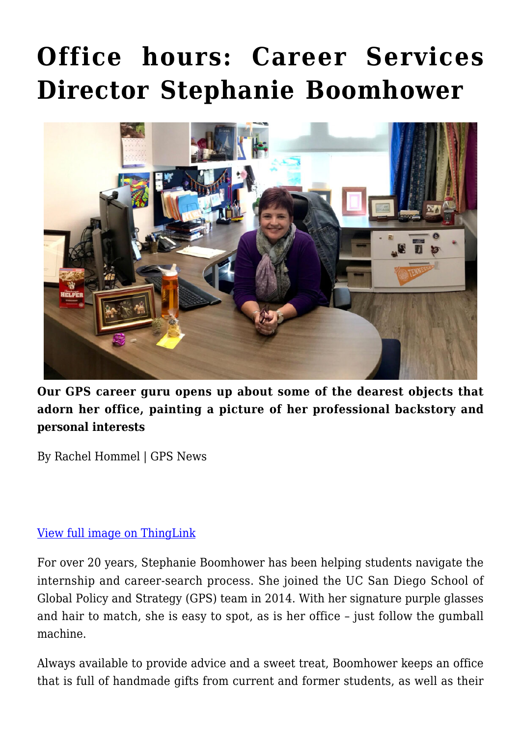# Office hours: Career Services Director Stephanie Boomhower

**Our GPS career guru opens up about some of the dearest objects that adorn her office, painting a picture of her professional backstory and personal interests**

By Rachel Hommel | GPS News

[View full image on ThingLink](#)

For over 20 years, Stephanie Boomhower has been helping students navigate the internship and career-search process. She joined the UC San Diego School of Global Policy and Strategy (GPS) team in 2014. With her signature purple glasses and hair to match, she is easy to spot, as is her office – just follow the gumball machine.

Always available to provide advice and a sweet treat, Boomhower keeps an office that is full of handmade gifts from current and former students, as well as their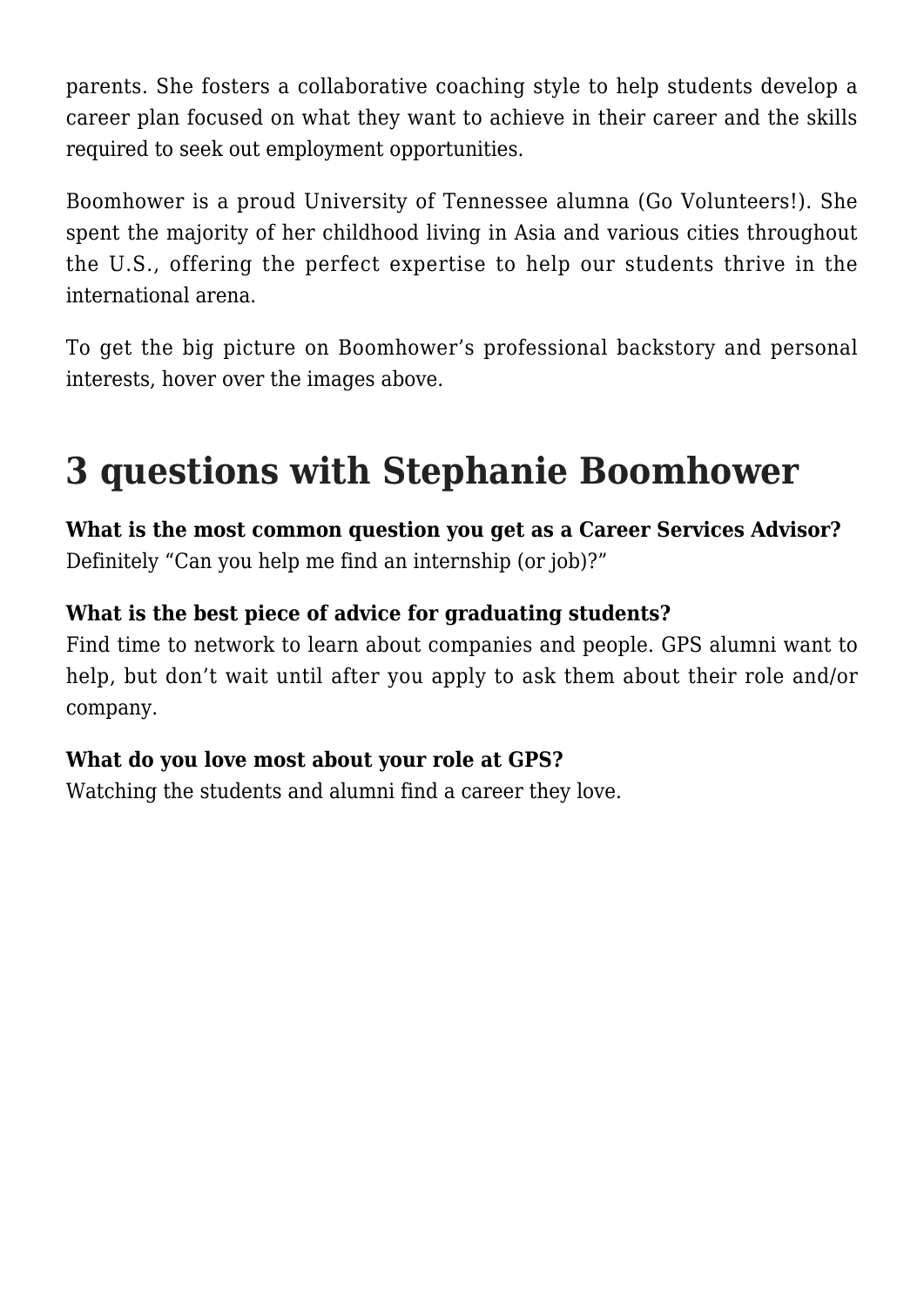parents. She fosters a collaborative coaching style to help students develop a career plan focused on what they want to achieve in their career and the skills required to seek out employment opportunities.

Boomhower is a proud University of Tennessee alumna (Go Volunteers!). She spent the majority of her childhood living in Asia and various cities throughout the U.S., offering the perfect expertise to help our students thrive in the international arena.

To get the big picture on Boomhower's professional backstory and personal interests, hover over the images above.

# 3 questions with Stephanie Boomhower

**What is the most common question you get as a Career Services Advisor?**
Definitely "Can you help me find an internship (or job)?"

**What is the best piece of advice for graduating students?**
Find time to network to learn about companies and people. GPS alumni want to help, but don't wait until after you apply to ask them about their role and/or company.

**What do you love most about your role at GPS?**
Watching the students and alumni find a career they love.